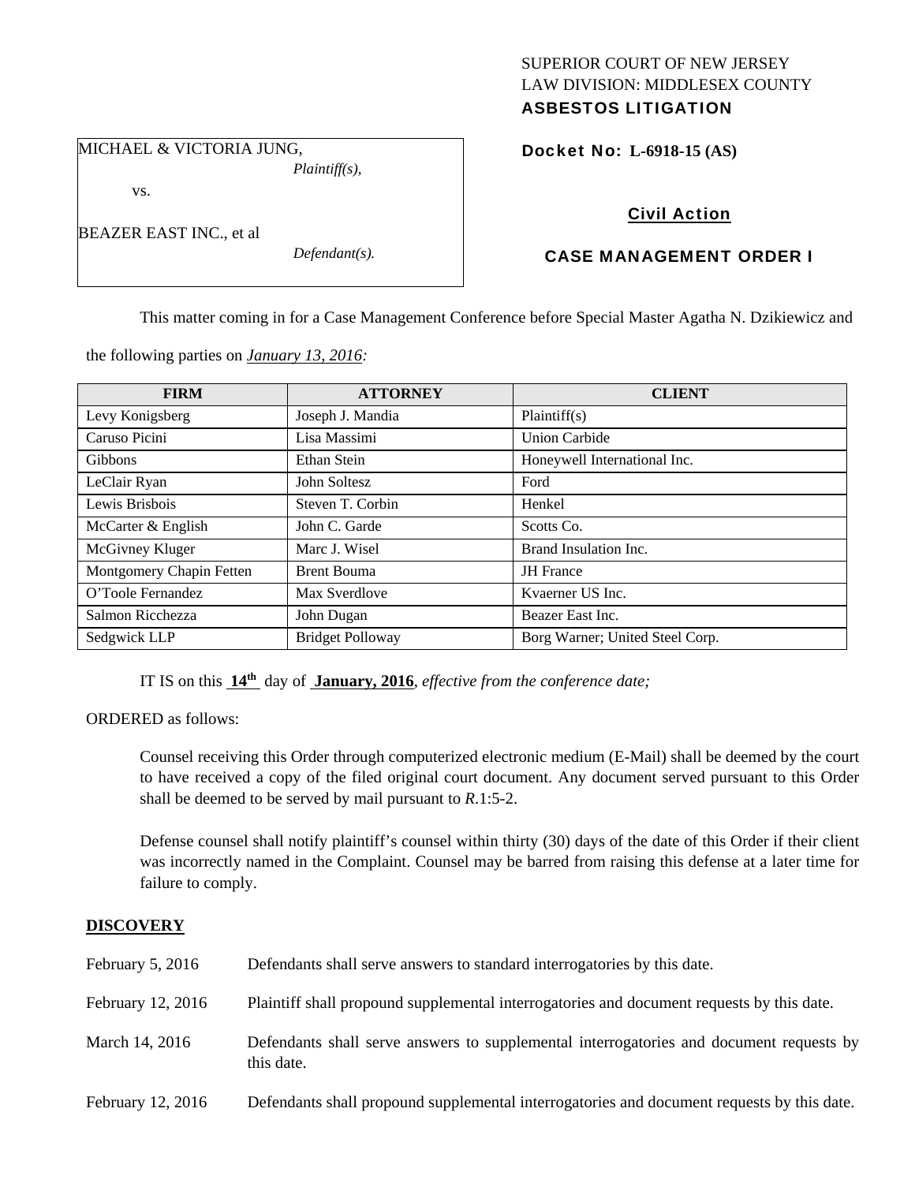SUPERIOR COURT OF NEW JERSEY
LAW DIVISION: MIDDLESEX COUNTY
**ASBESTOS LITIGATION**

MICHAEL & VICTORIA JUNG,
*Plaintiff(s),*

vs.

BEAZER EAST INC., et al
*Defendant(s).*

**Docket No: L-6918-15 (AS)**

**Civil Action**

**CASE MANAGEMENT ORDER I**

This matter coming in for a Case Management Conference before Special Master Agatha N. Dzikiewicz and the following parties on *January 13, 2016*:

| FIRM | ATTORNEY | CLIENT |
|---|---|---|
| Levy Konigsberg | Joseph J. Mandia | Plaintiff(s) |
| Caruso Picini | Lisa Massimi | Union Carbide |
| Gibbons | Ethan Stein | Honeywell International Inc. |
| LeClair Ryan | John Soltesz | Ford |
| Lewis Brisbois | Steven T. Corbin | Henkel |
| McCarter & English | John C. Garde | Scotts Co. |
| McGivney Kluger | Marc J. Wisel | Brand Insulation Inc. |
| Montgomery Chapin Fetten | Brent Bouma | JH France |
| O'Toole Fernandez | Max Sverdlove | Kvaerner US Inc. |
| Salmon Ricchezza | John Dugan | Beazer East Inc. |
| Sedgwick LLP | Bridget Polloway | Borg Warner; United Steel Corp. |

IT IS on this **14th** day of **January, 2016**, *effective from the conference date;*

ORDERED as follows:

Counsel receiving this Order through computerized electronic medium (E-Mail) shall be deemed by the court to have received a copy of the filed original court document. Any document served pursuant to this Order shall be deemed to be served by mail pursuant to *R*.1:5-2.

Defense counsel shall notify plaintiff's counsel within thirty (30) days of the date of this Order if their client was incorrectly named in the Complaint. Counsel may be barred from raising this defense at a later time for failure to comply.

## DISCOVERY

| | |
|---|---|
| February 5, 2016 | Defendants shall serve answers to standard interrogatories by this date. |
| February 12, 2016 | Plaintiff shall propound supplemental interrogatories and document requests by this date. |
| March 14, 2016 | Defendants shall serve answers to supplemental interrogatories and document requests by this date. |
| February 12, 2016 | Defendants shall propound supplemental interrogatories and document requests by this date. |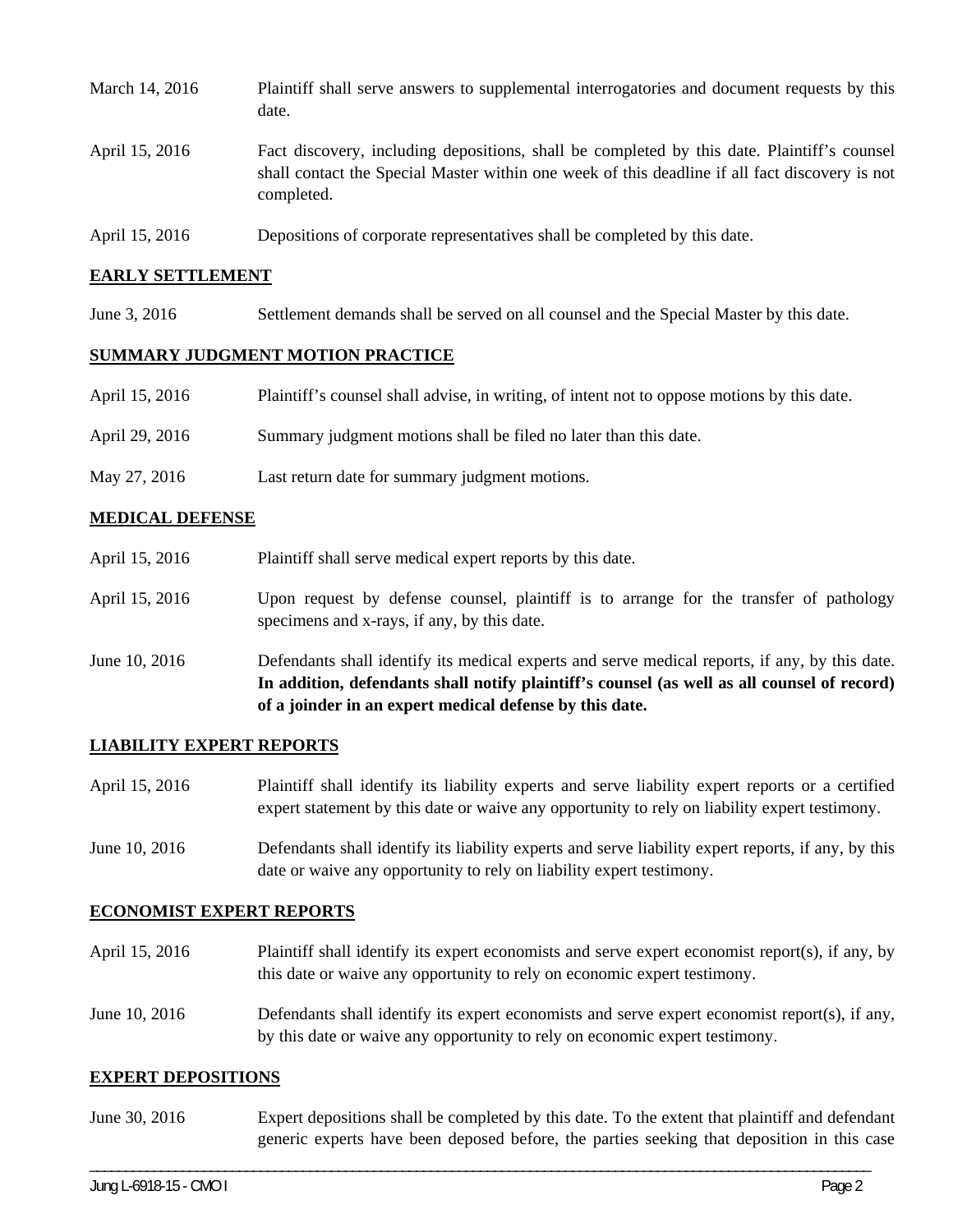| | |
|---|---|
| March 14, 2016 | Plaintiff shall serve answers to supplemental interrogatories and document requests by this date. |
| April 15, 2016 | Fact discovery, including depositions, shall be completed by this date. Plaintiff's counsel shall contact the Special Master within one week of this deadline if all fact discovery is not completed. |
| April 15, 2016 | Depositions of corporate representatives shall be completed by this date. |

## EARLY SETTLEMENT

| | |
|---|---|
| June 3, 2016 | Settlement demands shall be served on all counsel and the Special Master by this date. |

## SUMMARY JUDGMENT MOTION PRACTICE

| | |
|---|---|
| April 15, 2016 | Plaintiff's counsel shall advise, in writing, of intent not to oppose motions by this date. |
| April 29, 2016 | Summary judgment motions shall be filed no later than this date. |
| May 27, 2016 | Last return date for summary judgment motions. |

## MEDICAL DEFENSE

| | |
|---|---|
| April 15, 2016 | Plaintiff shall serve medical expert reports by this date. |
| April 15, 2016 | Upon request by defense counsel, plaintiff is to arrange for the transfer of pathology specimens and x-rays, if any, by this date. |
| June 10, 2016 | Defendants shall identify its medical experts and serve medical reports, if any, by this date. **In addition, defendants shall notify plaintiff's counsel (as well as all counsel of record) of a joinder in an expert medical defense by this date.** |

## LIABILITY EXPERT REPORTS

| | |
|---|---|
| April 15, 2016 | Plaintiff shall identify its liability experts and serve liability expert reports or a certified expert statement by this date or waive any opportunity to rely on liability expert testimony. |
| June 10, 2016 | Defendants shall identify its liability experts and serve liability expert reports, if any, by this date or waive any opportunity to rely on liability expert testimony. |

## ECONOMIST EXPERT REPORTS

| | |
|---|---|
| April 15, 2016 | Plaintiff shall identify its expert economists and serve expert economist report(s), if any, by this date or waive any opportunity to rely on economic expert testimony. |
| June 10, 2016 | Defendants shall identify its expert economists and serve expert economist report(s), if any, by this date or waive any opportunity to rely on economic expert testimony. |

## EXPERT DEPOSITIONS

| | |
|---|---|
| June 30, 2016 | Expert depositions shall be completed by this date. To the extent that plaintiff and defendant generic experts have been deposed before, the parties seeking that deposition in this case |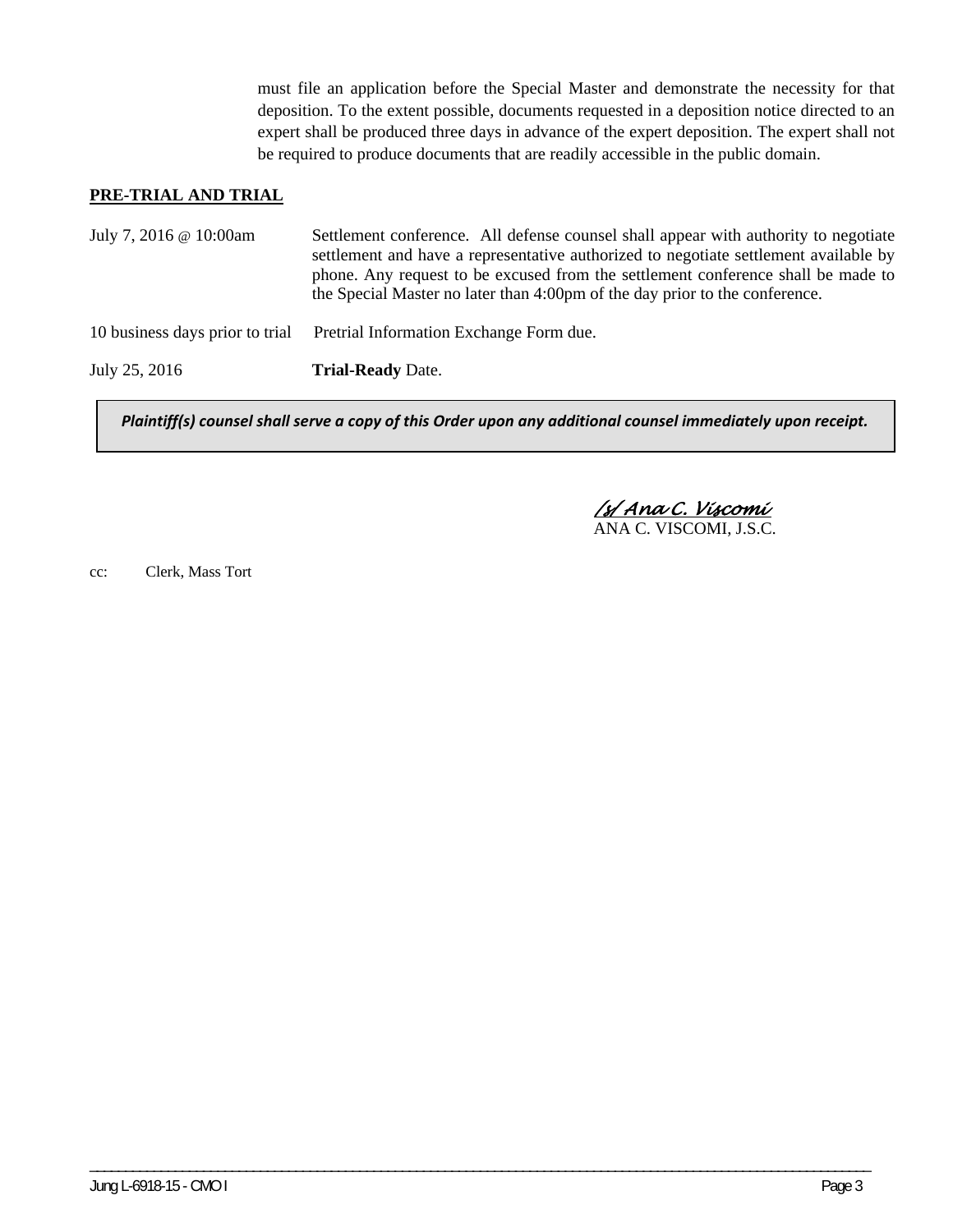must file an application before the Special Master and demonstrate the necessity for that deposition. To the extent possible, documents requested in a deposition notice directed to an expert shall be produced three days in advance of the expert deposition. The expert shall not be required to produce documents that are readily accessible in the public domain.

**PRE-TRIAL AND TRIAL**

| | |
|---|---|
| July 7, 2016 @ 10:00am | Settlement conference. All defense counsel shall appear with authority to negotiate settlement and have a representative authorized to negotiate settlement available by phone. Any request to be excused from the settlement conference shall be made to the Special Master no later than 4:00pm of the day prior to the conference. |
| 10 business days prior to trial | Pretrial Information Exchange Form due. |
| July 25, 2016 | **Trial-Ready** Date. |

***Plaintiff(s) counsel shall serve a copy of this Order upon any additional counsel immediately upon receipt.***

*/s/ Ana C. Viscomi*
ANA C. VISCOMI, J.S.C.

cc: Clerk, Mass Tort